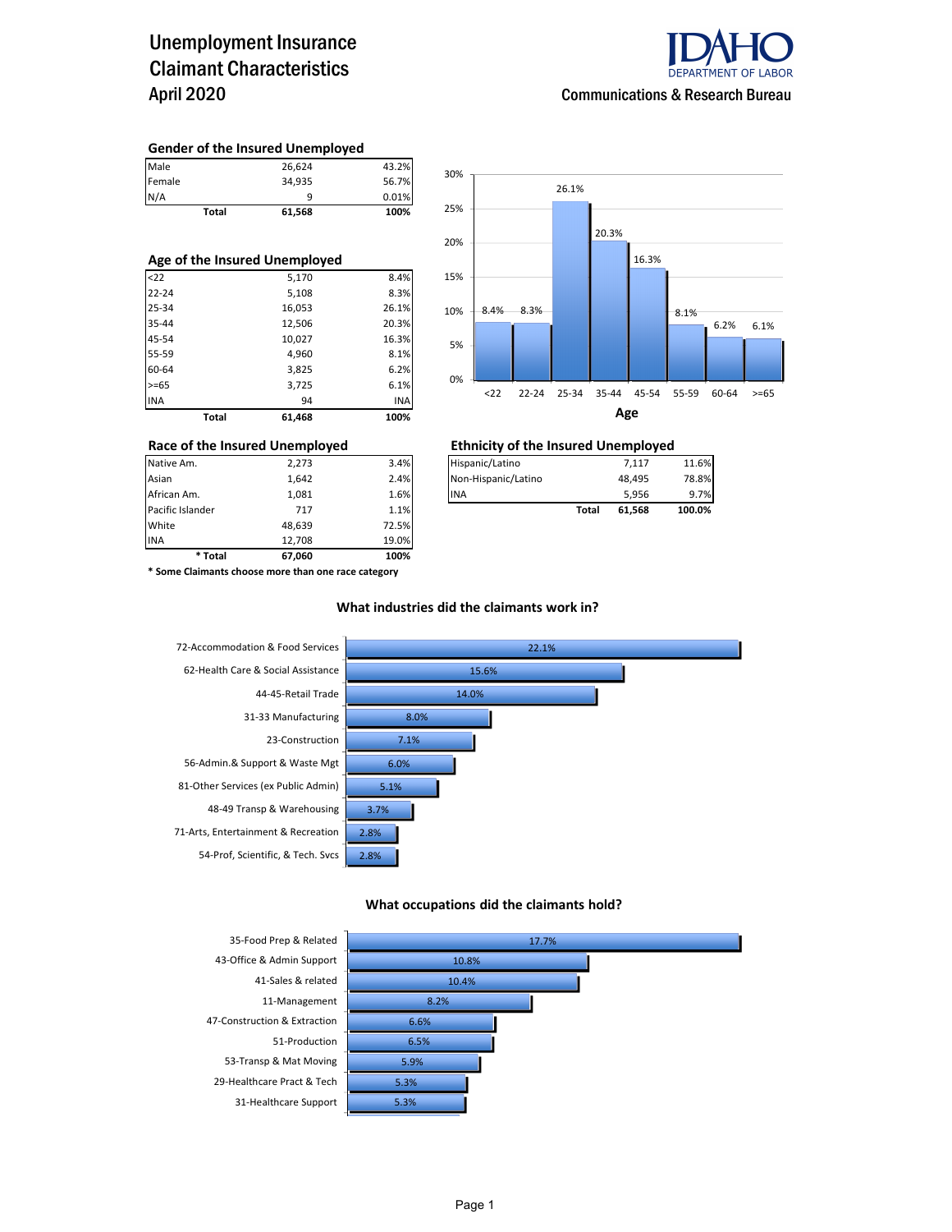# Unemployment Insurance Claimant Characteristics

April 2020

IDAHO DEPARTMENT OF LABOR

Communications & Research Bureau

### Gender of the Insured Unemployed

| | | |
|---|---|---|
| Male | 26,624 | 43.2% |
| Female | 34,935 | 56.7% |
| N/A | 9 | 0.01% |
| **Total** | **61,568** | **100%** |

### Age of the Insured Unemployed

| | | |
|---|---|---|
| <22 | 5,170 | 8.4% |
| 22-24 | 5,108 | 8.3% |
| 25-34 | 16,053 | 26.1% |
| 35-44 | 12,506 | 20.3% |
| 45-54 | 10,027 | 16.3% |
| 55-59 | 4,960 | 8.1% |
| 60-64 | 3,825 | 6.2% |
| >=65 | 3,725 | 6.1% |
| INA | 94 | INA |
| **Total** | **61,468** | **100%** |

**Age**

| <22 | 22-24 | 25-34 | 35-44 | 45-54 | 55-59 | 60-64 | >=65 |
|---|---|---|---|---|---|---|---|
| 8.4% | 8.3% | 26.1% | 20.3% | 16.3% | 8.1% | 6.2% | 6.1% |

### Race of the Insured Unemployed

| | | |
|---|---|---|
| Native Am. | 2,273 | 3.4% |
| Asian | 1,642 | 2.4% |
| African Am. | 1,081 | 1.6% |
| Pacific Islander | 717 | 1.1% |
| White | 48,639 | 72.5% |
| INA | 12,708 | 19.0% |
| **\* Total** | **67,060** | **100%** |

**\* Some Claimants choose more than one race category**

### Ethnicity of the Insured Unemployed

| | | |
|---|---|---|
| Hispanic/Latino | 7,117 | 11.6% |
| Non-Hispanic/Latino | 48,495 | 78.8% |
| INA | 5,956 | 9.7% |
| **Total** | **61,568** | **100.0%** |

### What industries did the claimants work in?

| Industry | Percent |
|---|---|
| 72-Accommodation & Food Services | 22.1% |
| 62-Health Care & Social Assistance | 15.6% |
| 44-45-Retail Trade | 14.0% |
| 31-33 Manufacturing | 8.0% |
| 23-Construction | 7.1% |
| 56-Admin.& Support & Waste Mgt | 6.0% |
| 81-Other Services (ex Public Admin) | 5.1% |
| 48-49 Transp & Warehousing | 3.7% |
| 71-Arts, Entertainment & Recreation | 2.8% |
| 54-Prof, Scientific, & Tech. Svcs | 2.8% |

### What occupations did the claimants hold?

| Occupation | Percent |
|---|---|
| 35-Food Prep & Related | 17.7% |
| 43-Office & Admin Support | 10.8% |
| 41-Sales & related | 10.4% |
| 11-Management | 8.2% |
| 47-Construction & Extraction | 6.6% |
| 51-Production | 6.5% |
| 53-Transp & Mat Moving | 5.9% |
| 29-Healthcare Pract & Tech | 5.3% |
| 31-Healthcare Support | 5.3% |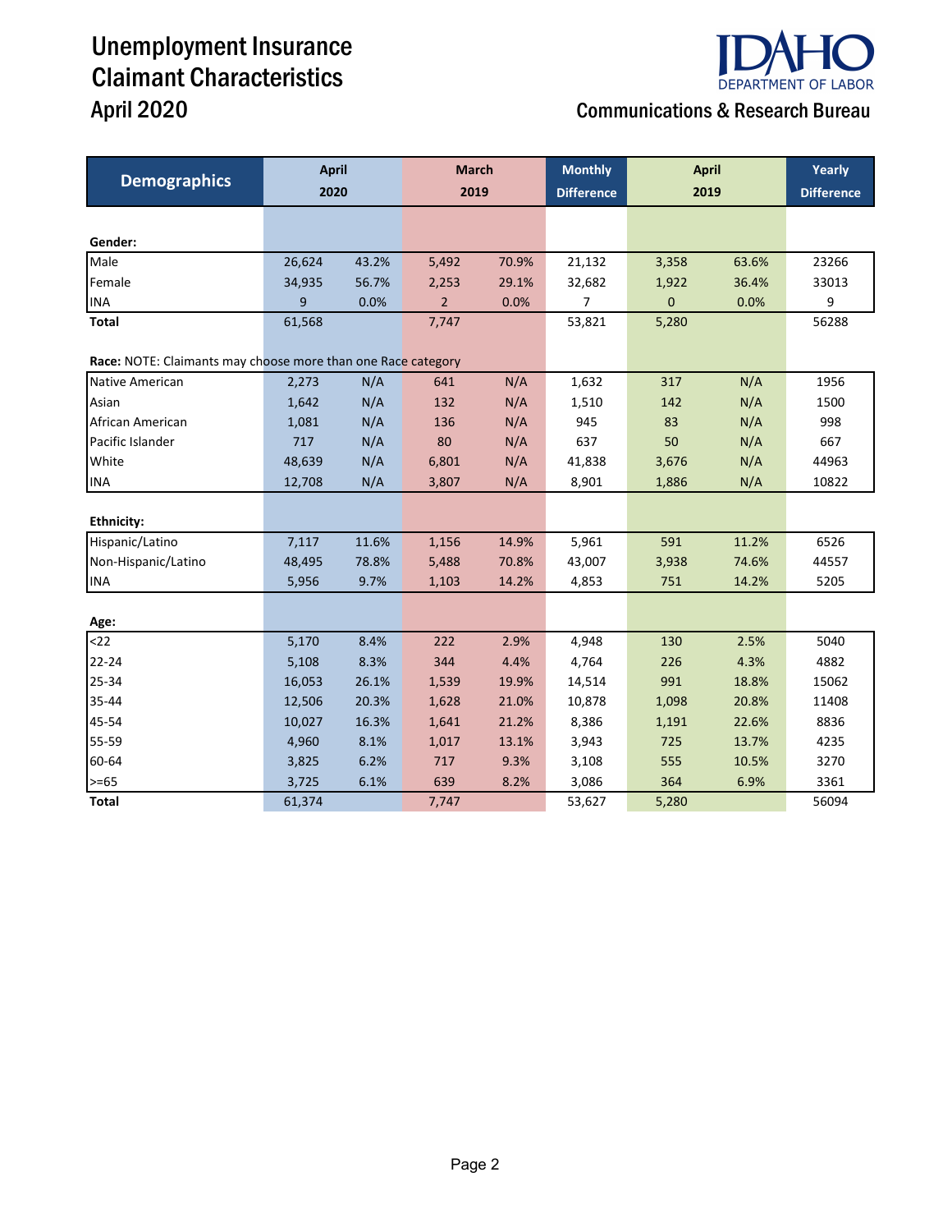# Unemployment Insurance Claimant Characteristics
## April 2020

IDAHO DEPARTMENT OF LABOR

Communications & Research Bureau

| Demographics | April 2020 | | March 2019 | | Monthly Difference | April 2019 | | Yearly Difference |
|---|---|---|---|---|---|---|---|---|
| **Gender:** | | | | | | | | |
| Male | 26,624 | 43.2% | 5,492 | 70.9% | 21,132 | 3,358 | 63.6% | 23266 |
| Female | 34,935 | 56.7% | 2,253 | 29.1% | 32,682 | 1,922 | 36.4% | 33013 |
| INA | 9 | 0.0% | 2 | 0.0% | 7 | 0 | 0.0% | 9 |
| **Total** | 61,568 | | 7,747 | | 53,821 | 5,280 | | 56288 |
| **Race:** NOTE: Claimants may choose more than one Race category | | | | | | | | |
| Native American | 2,273 | N/A | 641 | N/A | 1,632 | 317 | N/A | 1956 |
| Asian | 1,642 | N/A | 132 | N/A | 1,510 | 142 | N/A | 1500 |
| African American | 1,081 | N/A | 136 | N/A | 945 | 83 | N/A | 998 |
| Pacific Islander | 717 | N/A | 80 | N/A | 637 | 50 | N/A | 667 |
| White | 48,639 | N/A | 6,801 | N/A | 41,838 | 3,676 | N/A | 44963 |
| INA | 12,708 | N/A | 3,807 | N/A | 8,901 | 1,886 | N/A | 10822 |
| **Ethnicity:** | | | | | | | | |
| Hispanic/Latino | 7,117 | 11.6% | 1,156 | 14.9% | 5,961 | 591 | 11.2% | 6526 |
| Non-Hispanic/Latino | 48,495 | 78.8% | 5,488 | 70.8% | 43,007 | 3,938 | 74.6% | 44557 |
| INA | 5,956 | 9.7% | 1,103 | 14.2% | 4,853 | 751 | 14.2% | 5205 |
| **Age:** | | | | | | | | |
| <22 | 5,170 | 8.4% | 222 | 2.9% | 4,948 | 130 | 2.5% | 5040 |
| 22-24 | 5,108 | 8.3% | 344 | 4.4% | 4,764 | 226 | 4.3% | 4882 |
| 25-34 | 16,053 | 26.1% | 1,539 | 19.9% | 14,514 | 991 | 18.8% | 15062 |
| 35-44 | 12,506 | 20.3% | 1,628 | 21.0% | 10,878 | 1,098 | 20.8% | 11408 |
| 45-54 | 10,027 | 16.3% | 1,641 | 21.2% | 8,386 | 1,191 | 22.6% | 8836 |
| 55-59 | 4,960 | 8.1% | 1,017 | 13.1% | 3,943 | 725 | 13.7% | 4235 |
| 60-64 | 3,825 | 6.2% | 717 | 9.3% | 3,108 | 555 | 10.5% | 3270 |
| >=65 | 3,725 | 6.1% | 639 | 8.2% | 3,086 | 364 | 6.9% | 3361 |
| **Total** | 61,374 | | 7,747 | | 53,627 | 5,280 | | 56094 |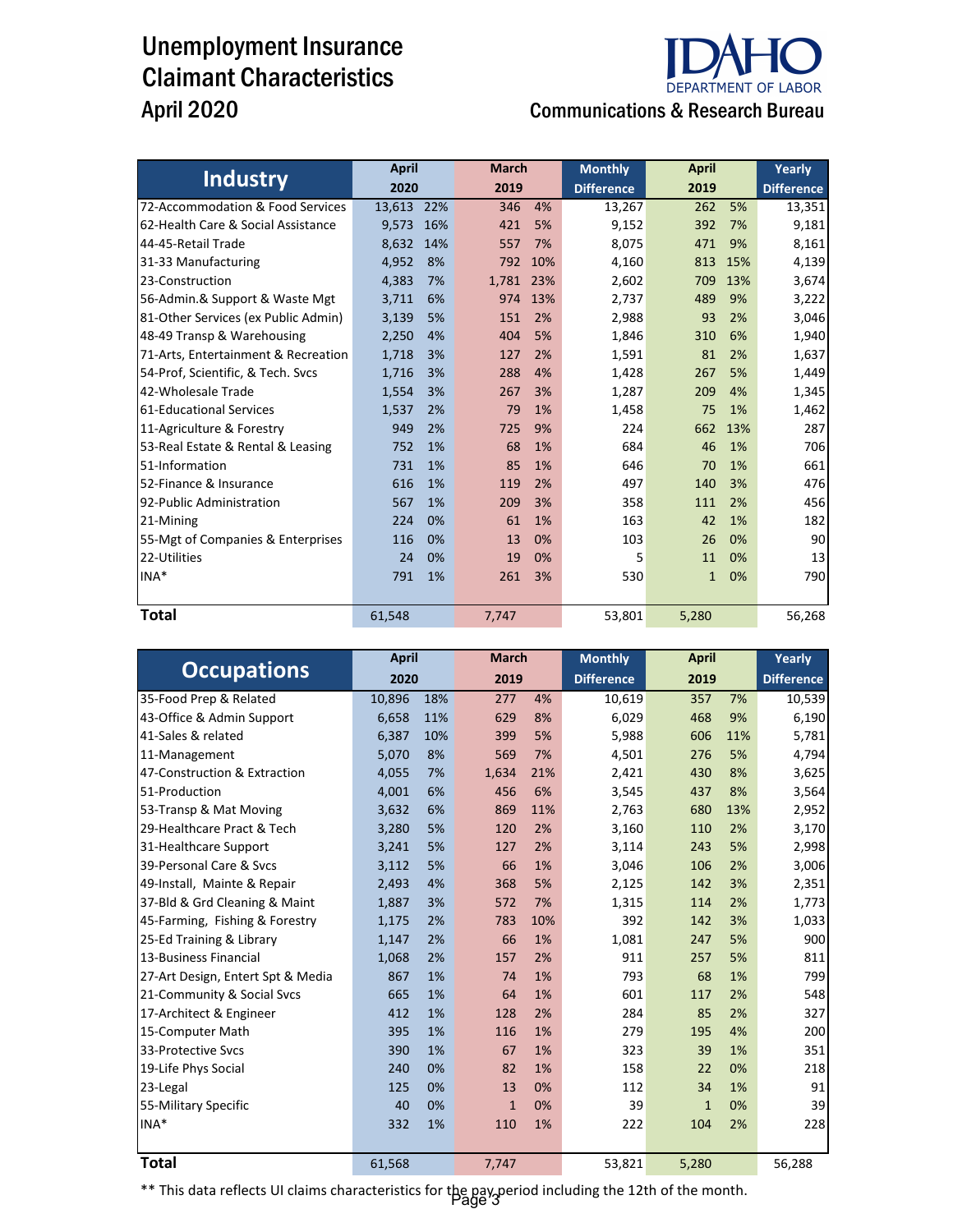# Unemployment Insurance Claimant Characteristics

## April 2020

IDAHO DEPARTMENT OF LABOR

Communications & Research Bureau

| Industry | April 2020 | | March 2019 | | Monthly Difference | April 2019 | | Yearly Difference |
|---|---|---|---|---|---|---|---|---|
| 72-Accommodation & Food Services | 13,613 | 22% | 346 | 4% | 13,267 | 262 | 5% | 13,351 |
| 62-Health Care & Social Assistance | 9,573 | 16% | 421 | 5% | 9,152 | 392 | 7% | 9,181 |
| 44-45-Retail Trade | 8,632 | 14% | 557 | 7% | 8,075 | 471 | 9% | 8,161 |
| 31-33 Manufacturing | 4,952 | 8% | 792 | 10% | 4,160 | 813 | 15% | 4,139 |
| 23-Construction | 4,383 | 7% | 1,781 | 23% | 2,602 | 709 | 13% | 3,674 |
| 56-Admin.& Support & Waste Mgt | 3,711 | 6% | 974 | 13% | 2,737 | 489 | 9% | 3,222 |
| 81-Other Services (ex Public Admin) | 3,139 | 5% | 151 | 2% | 2,988 | 93 | 2% | 3,046 |
| 48-49 Transp & Warehousing | 2,250 | 4% | 404 | 5% | 1,846 | 310 | 6% | 1,940 |
| 71-Arts, Entertainment & Recreation | 1,718 | 3% | 127 | 2% | 1,591 | 81 | 2% | 1,637 |
| 54-Prof, Scientific, & Tech. Svcs | 1,716 | 3% | 288 | 4% | 1,428 | 267 | 5% | 1,449 |
| 42-Wholesale Trade | 1,554 | 3% | 267 | 3% | 1,287 | 209 | 4% | 1,345 |
| 61-Educational Services | 1,537 | 2% | 79 | 1% | 1,458 | 75 | 1% | 1,462 |
| 11-Agriculture & Forestry | 949 | 2% | 725 | 9% | 224 | 662 | 13% | 287 |
| 53-Real Estate & Rental & Leasing | 752 | 1% | 68 | 1% | 684 | 46 | 1% | 706 |
| 51-Information | 731 | 1% | 85 | 1% | 646 | 70 | 1% | 661 |
| 52-Finance & Insurance | 616 | 1% | 119 | 2% | 497 | 140 | 3% | 476 |
| 92-Public Administration | 567 | 1% | 209 | 3% | 358 | 111 | 2% | 456 |
| 21-Mining | 224 | 0% | 61 | 1% | 163 | 42 | 1% | 182 |
| 55-Mgt of Companies & Enterprises | 116 | 0% | 13 | 0% | 103 | 26 | 0% | 90 |
| 22-Utilities | 24 | 0% | 19 | 0% | 5 | 11 | 0% | 13 |
| INA* | 791 | 1% | 261 | 3% | 530 | 1 | 0% | 790 |
| **Total** | 61,548 | | 7,747 | | 53,801 | 5,280 | | 56,268 |

| Occupations | April 2020 | | March 2019 | | Monthly Difference | April 2019 | | Yearly Difference |
|---|---|---|---|---|---|---|---|---|
| 35-Food Prep & Related | 10,896 | 18% | 277 | 4% | 10,619 | 357 | 7% | 10,539 |
| 43-Office & Admin Support | 6,658 | 11% | 629 | 8% | 6,029 | 468 | 9% | 6,190 |
| 41-Sales & related | 6,387 | 10% | 399 | 5% | 5,988 | 606 | 11% | 5,781 |
| 11-Management | 5,070 | 8% | 569 | 7% | 4,501 | 276 | 5% | 4,794 |
| 47-Construction & Extraction | 4,055 | 7% | 1,634 | 21% | 2,421 | 430 | 8% | 3,625 |
| 51-Production | 4,001 | 6% | 456 | 6% | 3,545 | 437 | 8% | 3,564 |
| 53-Transp & Mat Moving | 3,632 | 6% | 869 | 11% | 2,763 | 680 | 13% | 2,952 |
| 29-Healthcare Pract & Tech | 3,280 | 5% | 120 | 2% | 3,160 | 110 | 2% | 3,170 |
| 31-Healthcare Support | 3,241 | 5% | 127 | 2% | 3,114 | 243 | 5% | 2,998 |
| 39-Personal Care & Svcs | 3,112 | 5% | 66 | 1% | 3,046 | 106 | 2% | 3,006 |
| 49-Install, Mainte & Repair | 2,493 | 4% | 368 | 5% | 2,125 | 142 | 3% | 2,351 |
| 37-Bld & Grd Cleaning & Maint | 1,887 | 3% | 572 | 7% | 1,315 | 114 | 2% | 1,773 |
| 45-Farming, Fishing & Forestry | 1,175 | 2% | 783 | 10% | 392 | 142 | 3% | 1,033 |
| 25-Ed Training & Library | 1,147 | 2% | 66 | 1% | 1,081 | 247 | 5% | 900 |
| 13-Business Financial | 1,068 | 2% | 157 | 2% | 911 | 257 | 5% | 811 |
| 27-Art Design, Entert Spt & Media | 867 | 1% | 74 | 1% | 793 | 68 | 1% | 799 |
| 21-Community & Social Svcs | 665 | 1% | 64 | 1% | 601 | 117 | 2% | 548 |
| 17-Architect & Engineer | 412 | 1% | 128 | 2% | 284 | 85 | 2% | 327 |
| 15-Computer Math | 395 | 1% | 116 | 1% | 279 | 195 | 4% | 200 |
| 33-Protective Svcs | 390 | 1% | 67 | 1% | 323 | 39 | 1% | 351 |
| 19-Life Phys Social | 240 | 0% | 82 | 1% | 158 | 22 | 0% | 218 |
| 23-Legal | 125 | 0% | 13 | 0% | 112 | 34 | 1% | 91 |
| 55-Military Specific | 40 | 0% | 1 | 0% | 39 | 1 | 0% | 39 |
| INA* | 332 | 1% | 110 | 1% | 222 | 104 | 2% | 228 |
| **Total** | 61,568 | | 7,747 | | 53,821 | 5,280 | | 56,288 |

** This data reflects UI claims characteristics for the pay period including the 12th of the month.